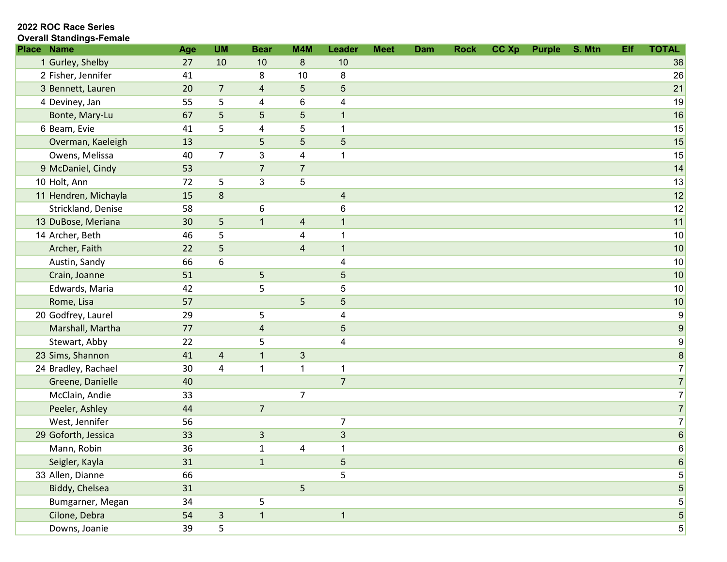**2022 ROC Race Series**
**Overall Standings-Female**

| Place | Name | Age | UM | Bear | M4M | Leader | Meet | Dam | Rock | CC Xp | Purple | S. Mtn | Elf | TOTAL |
|---|---|---|---|---|---|---|---|---|---|---|---|---|---|---|
| 1 | Gurley, Shelby | 27 | 10 | 10 | 8 | 10 | | | | | | | | 38 |
| 2 | Fisher, Jennifer | 41 | | 8 | 10 | 8 | | | | | | | | 26 |
| 3 | Bennett, Lauren | 20 | 7 | 4 | 5 | 5 | | | | | | | | 21 |
| 4 | Deviney, Jan | 55 | 5 | 4 | 6 | 4 | | | | | | | | 19 |
| | Bonte, Mary-Lu | 67 | 5 | 5 | 5 | 1 | | | | | | | | 16 |
| 6 | Beam, Evie | 41 | 5 | 4 | 5 | 1 | | | | | | | | 15 |
| | Overman, Kaeleigh | 13 | | 5 | 5 | 5 | | | | | | | | 15 |
| | Owens, Melissa | 40 | 7 | 3 | 4 | 1 | | | | | | | | 15 |
| 9 | McDaniel, Cindy | 53 | | 7 | 7 | | | | | | | | | 14 |
| 10 | Holt, Ann | 72 | 5 | 3 | 5 | | | | | | | | | 13 |
| 11 | Hendren, Michayla | 15 | 8 | | | 4 | | | | | | | | 12 |
| | Strickland, Denise | 58 | | 6 | | 6 | | | | | | | | 12 |
| 13 | DuBose, Meriana | 30 | 5 | 1 | 4 | 1 | | | | | | | | 11 |
| 14 | Archer, Beth | 46 | 5 | | 4 | 1 | | | | | | | | 10 |
| | Archer, Faith | 22 | 5 | | 4 | 1 | | | | | | | | 10 |
| | Austin, Sandy | 66 | 6 | | | 4 | | | | | | | | 10 |
| | Crain, Joanne | 51 | | 5 | | 5 | | | | | | | | 10 |
| | Edwards, Maria | 42 | | 5 | | 5 | | | | | | | | 10 |
| | Rome, Lisa | 57 | | | 5 | 5 | | | | | | | | 10 |
| 20 | Godfrey, Laurel | 29 | | 5 | | 4 | | | | | | | | 9 |
| | Marshall, Martha | 77 | | 4 | | 5 | | | | | | | | 9 |
| | Stewart, Abby | 22 | | 5 | | 4 | | | | | | | | 9 |
| 23 | Sims, Shannon | 41 | 4 | 1 | 3 | | | | | | | | | 8 |
| 24 | Bradley, Rachael | 30 | 4 | 1 | 1 | 1 | | | | | | | | 7 |
| | Greene, Danielle | 40 | | | | 7 | | | | | | | | 7 |
| | McClain, Andie | 33 | | | 7 | | | | | | | | | 7 |
| | Peeler, Ashley | 44 | | 7 | | | | | | | | | | 7 |
| | West, Jennifer | 56 | | | | 7 | | | | | | | | 7 |
| 29 | Goforth, Jessica | 33 | | 3 | | 3 | | | | | | | | 6 |
| | Mann, Robin | 36 | | 1 | 4 | 1 | | | | | | | | 6 |
| | Seigler, Kayla | 31 | | 1 | | 5 | | | | | | | | 6 |
| 33 | Allen, Dianne | 66 | | | | 5 | | | | | | | | 5 |
| | Biddy, Chelsea | 31 | | | 5 | | | | | | | | | 5 |
| | Bumgarner, Megan | 34 | | 5 | | | | | | | | | | 5 |
| | Cilone, Debra | 54 | 3 | 1 | | 1 | | | | | | | | 5 |
| | Downs, Joanie | 39 | 5 | | | | | | | | | | | 5 |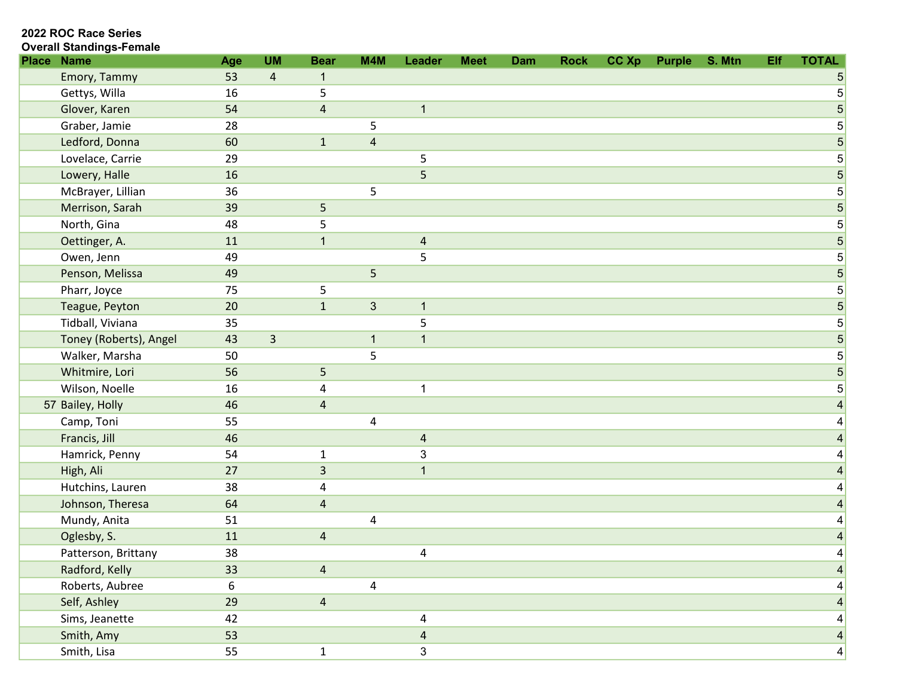**2022 ROC Race Series**
**Overall Standings-Female**

| Place | Name | Age | UM | Bear | M4M | Leader | Meet | Dam | Rock | CC Xp | Purple | S. Mtn | Elf | TOTAL |
|---|---|---|---|---|---|---|---|---|---|---|---|---|---|---|
| | Emory, Tammy | 53 | 4 | 1 | | | | | | | | | | 5 |
| | Gettys, Willa | 16 | | 5 | | | | | | | | | | 5 |
| | Glover, Karen | 54 | | 4 | | 1 | | | | | | | | 5 |
| | Graber, Jamie | 28 | | | 5 | | | | | | | | | 5 |
| | Ledford, Donna | 60 | | 1 | 4 | | | | | | | | | 5 |
| | Lovelace, Carrie | 29 | | | | 5 | | | | | | | | 5 |
| | Lowery, Halle | 16 | | | | 5 | | | | | | | | 5 |
| | McBrayer, Lillian | 36 | | | 5 | | | | | | | | | 5 |
| | Merrison, Sarah | 39 | | 5 | | | | | | | | | | 5 |
| | North, Gina | 48 | | 5 | | | | | | | | | | 5 |
| | Oettinger, A. | 11 | | 1 | | 4 | | | | | | | | 5 |
| | Owen, Jenn | 49 | | | | 5 | | | | | | | | 5 |
| | Penson, Melissa | 49 | | | 5 | | | | | | | | | 5 |
| | Pharr, Joyce | 75 | | 5 | | | | | | | | | | 5 |
| | Teague, Peyton | 20 | | 1 | 3 | 1 | | | | | | | | 5 |
| | Tidball, Viviana | 35 | | | | 5 | | | | | | | | 5 |
| | Toney (Roberts), Angel | 43 | 3 | | 1 | 1 | | | | | | | | 5 |
| | Walker, Marsha | 50 | | | 5 | | | | | | | | | 5 |
| | Whitmire, Lori | 56 | | 5 | | | | | | | | | | 5 |
| | Wilson, Noelle | 16 | | 4 | | 1 | | | | | | | | 5 |
| 57 | Bailey, Holly | 46 | | 4 | | | | | | | | | | 4 |
| | Camp, Toni | 55 | | | 4 | | | | | | | | | 4 |
| | Francis, Jill | 46 | | | | 4 | | | | | | | | 4 |
| | Hamrick, Penny | 54 | | 1 | | 3 | | | | | | | | 4 |
| | High, Ali | 27 | | 3 | | 1 | | | | | | | | 4 |
| | Hutchins, Lauren | 38 | | 4 | | | | | | | | | | 4 |
| | Johnson, Theresa | 64 | | 4 | | | | | | | | | | 4 |
| | Mundy, Anita | 51 | | | 4 | | | | | | | | | 4 |
| | Oglesby, S. | 11 | | 4 | | | | | | | | | | 4 |
| | Patterson, Brittany | 38 | | | | 4 | | | | | | | | 4 |
| | Radford, Kelly | 33 | | 4 | | | | | | | | | | 4 |
| | Roberts, Aubree | 6 | | | 4 | | | | | | | | | 4 |
| | Self, Ashley | 29 | | 4 | | | | | | | | | | 4 |
| | Sims, Jeanette | 42 | | | | 4 | | | | | | | | 4 |
| | Smith, Amy | 53 | | | | 4 | | | | | | | | 4 |
| | Smith, Lisa | 55 | | 1 | | 3 | | | | | | | | 4 |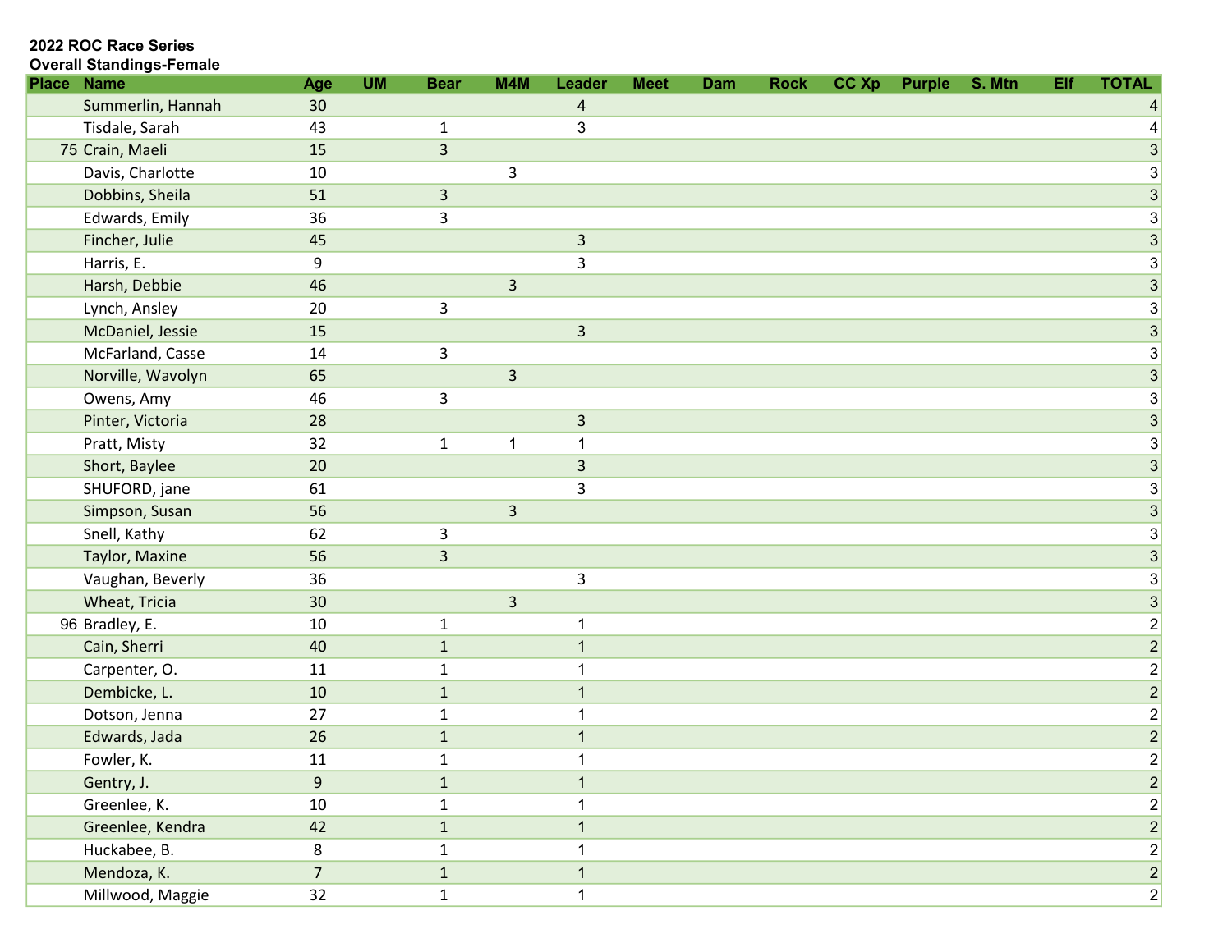**2022 ROC Race Series**
**Overall Standings-Female**

| Place | Name | Age | UM | Bear | M4M | Leader | Meet | Dam | Rock | CC Xp | Purple | S. Mtn | Elf | TOTAL |
|---|---|---|---|---|---|---|---|---|---|---|---|---|---|---|
| | Summerlin, Hannah | 30 | | | | 4 | | | | | | | | 4 |
| | Tisdale, Sarah | 43 | | 1 | | 3 | | | | | | | | 4 |
| 75 | Crain, Maeli | 15 | | 3 | | | | | | | | | | 3 |
| | Davis, Charlotte | 10 | | | 3 | | | | | | | | | 3 |
| | Dobbins, Sheila | 51 | | 3 | | | | | | | | | | 3 |
| | Edwards, Emily | 36 | | 3 | | | | | | | | | | 3 |
| | Fincher, Julie | 45 | | | | 3 | | | | | | | | 3 |
| | Harris, E. | 9 | | | | 3 | | | | | | | | 3 |
| | Harsh, Debbie | 46 | | | 3 | | | | | | | | | 3 |
| | Lynch, Ansley | 20 | | 3 | | | | | | | | | | 3 |
| | McDaniel, Jessie | 15 | | | | 3 | | | | | | | | 3 |
| | McFarland, Casse | 14 | | 3 | | | | | | | | | | 3 |
| | Norville, Wavolyn | 65 | | | 3 | | | | | | | | | 3 |
| | Owens, Amy | 46 | | 3 | | | | | | | | | | 3 |
| | Pinter, Victoria | 28 | | | | 3 | | | | | | | | 3 |
| | Pratt, Misty | 32 | | 1 | 1 | 1 | | | | | | | | 3 |
| | Short, Baylee | 20 | | | | 3 | | | | | | | | 3 |
| | SHUFORD, jane | 61 | | | | 3 | | | | | | | | 3 |
| | Simpson, Susan | 56 | | | 3 | | | | | | | | | 3 |
| | Snell, Kathy | 62 | | 3 | | | | | | | | | | 3 |
| | Taylor, Maxine | 56 | | 3 | | | | | | | | | | 3 |
| | Vaughan, Beverly | 36 | | | | 3 | | | | | | | | 3 |
| | Wheat, Tricia | 30 | | | 3 | | | | | | | | | 3 |
| 96 | Bradley, E. | 10 | | 1 | | 1 | | | | | | | | 2 |
| | Cain, Sherri | 40 | | 1 | | 1 | | | | | | | | 2 |
| | Carpenter, O. | 11 | | 1 | | 1 | | | | | | | | 2 |
| | Dembicke, L. | 10 | | 1 | | 1 | | | | | | | | 2 |
| | Dotson, Jenna | 27 | | 1 | | 1 | | | | | | | | 2 |
| | Edwards, Jada | 26 | | 1 | | 1 | | | | | | | | 2 |
| | Fowler, K. | 11 | | 1 | | 1 | | | | | | | | 2 |
| | Gentry, J. | 9 | | 1 | | 1 | | | | | | | | 2 |
| | Greenlee, K. | 10 | | 1 | | 1 | | | | | | | | 2 |
| | Greenlee, Kendra | 42 | | 1 | | 1 | | | | | | | | 2 |
| | Huckabee, B. | 8 | | 1 | | 1 | | | | | | | | 2 |
| | Mendoza, K. | 7 | | 1 | | 1 | | | | | | | | 2 |
| | Millwood, Maggie | 32 | | 1 | | 1 | | | | | | | | 2 |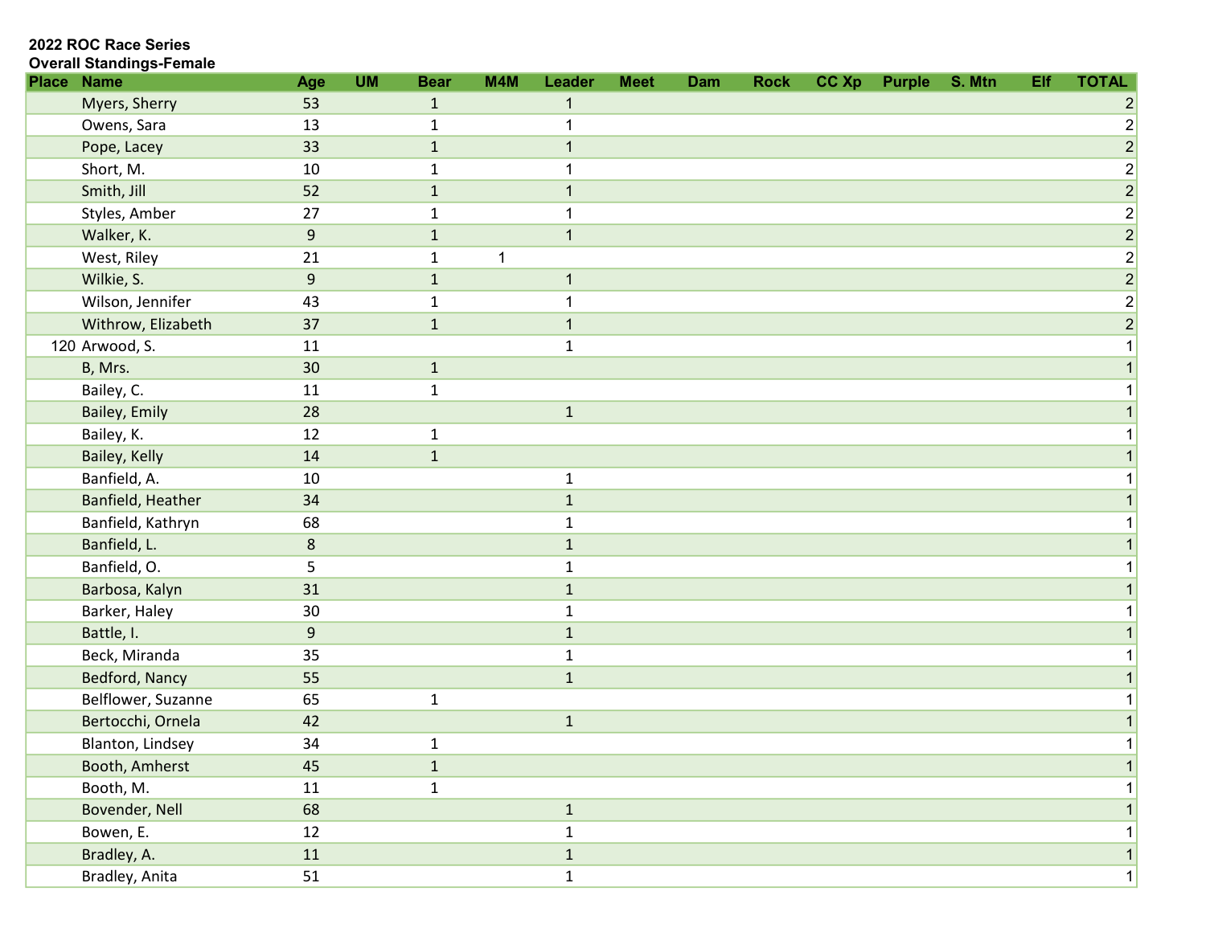**2022 ROC Race Series**
**Overall Standings-Female**

| Place | Name | Age | UM | Bear | M4M | Leader | Meet | Dam | Rock | CC Xp | Purple | S. Mtn | Elf | TOTAL |
|---|---|---|---|---|---|---|---|---|---|---|---|---|---|---|
| | Myers, Sherry | 53 | | 1 | | 1 | | | | | | | | 2 |
| | Owens, Sara | 13 | | 1 | | 1 | | | | | | | | 2 |
| | Pope, Lacey | 33 | | 1 | | 1 | | | | | | | | 2 |
| | Short, M. | 10 | | 1 | | 1 | | | | | | | | 2 |
| | Smith, Jill | 52 | | 1 | | 1 | | | | | | | | 2 |
| | Styles, Amber | 27 | | 1 | | 1 | | | | | | | | 2 |
| | Walker, K. | 9 | | 1 | | 1 | | | | | | | | 2 |
| | West, Riley | 21 | | 1 | 1 | | | | | | | | | 2 |
| | Wilkie, S. | 9 | | 1 | | 1 | | | | | | | | 2 |
| | Wilson, Jennifer | 43 | | 1 | | 1 | | | | | | | | 2 |
| | Withrow, Elizabeth | 37 | | 1 | | 1 | | | | | | | | 2 |
| 120 | Arwood, S. | 11 | | | | 1 | | | | | | | | 1 |
| | B, Mrs. | 30 | | 1 | | | | | | | | | | 1 |
| | Bailey, C. | 11 | | 1 | | | | | | | | | | 1 |
| | Bailey, Emily | 28 | | | | 1 | | | | | | | | 1 |
| | Bailey, K. | 12 | | 1 | | | | | | | | | | 1 |
| | Bailey, Kelly | 14 | | 1 | | | | | | | | | | 1 |
| | Banfield, A. | 10 | | | | 1 | | | | | | | | 1 |
| | Banfield, Heather | 34 | | | | 1 | | | | | | | | 1 |
| | Banfield, Kathryn | 68 | | | | 1 | | | | | | | | 1 |
| | Banfield, L. | 8 | | | | 1 | | | | | | | | 1 |
| | Banfield, O. | 5 | | | | 1 | | | | | | | | 1 |
| | Barbosa, Kalyn | 31 | | | | 1 | | | | | | | | 1 |
| | Barker, Haley | 30 | | | | 1 | | | | | | | | 1 |
| | Battle, I. | 9 | | | | 1 | | | | | | | | 1 |
| | Beck, Miranda | 35 | | | | 1 | | | | | | | | 1 |
| | Bedford, Nancy | 55 | | | | 1 | | | | | | | | 1 |
| | Belflower, Suzanne | 65 | | 1 | | | | | | | | | | 1 |
| | Bertocchi, Ornela | 42 | | | | 1 | | | | | | | | 1 |
| | Blanton, Lindsey | 34 | | 1 | | | | | | | | | | 1 |
| | Booth, Amherst | 45 | | 1 | | | | | | | | | | 1 |
| | Booth, M. | 11 | | 1 | | | | | | | | | | 1 |
| | Bovender, Nell | 68 | | | | 1 | | | | | | | | 1 |
| | Bowen, E. | 12 | | | | 1 | | | | | | | | 1 |
| | Bradley, A. | 11 | | | | 1 | | | | | | | | 1 |
| | Bradley, Anita | 51 | | | | 1 | | | | | | | | 1 |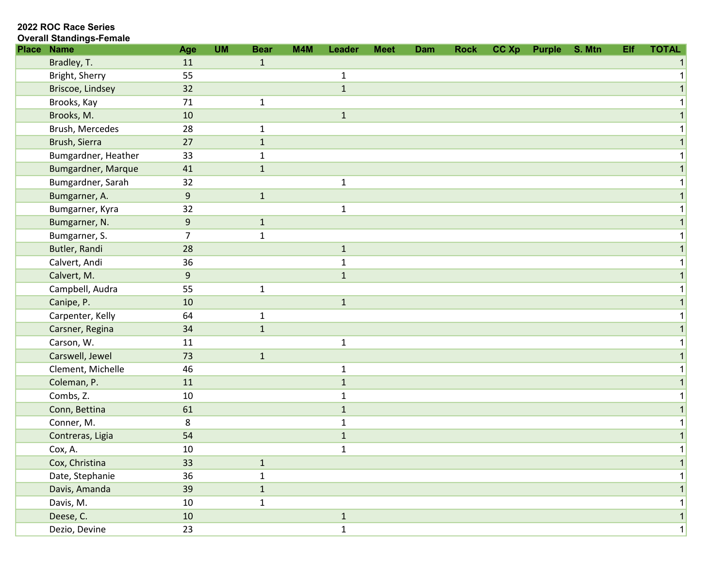**2022 ROC Race Series**
**Overall Standings-Female**

| Place | Name | Age | UM | Bear | M4M | Leader | Meet | Dam | Rock | CC Xp | Purple | S. Mtn | Elf | TOTAL |
|---|---|---|---|---|---|---|---|---|---|---|---|---|---|---|
| | Bradley, T. | 11 | | 1 | | | | | | | | | | 1 |
| | Bright, Sherry | 55 | | | | 1 | | | | | | | | 1 |
| | Briscoe, Lindsey | 32 | | | | 1 | | | | | | | | 1 |
| | Brooks, Kay | 71 | | 1 | | | | | | | | | | 1 |
| | Brooks, M. | 10 | | | | 1 | | | | | | | | 1 |
| | Brush, Mercedes | 28 | | 1 | | | | | | | | | | 1 |
| | Brush, Sierra | 27 | | 1 | | | | | | | | | | 1 |
| | Bumgardner, Heather | 33 | | 1 | | | | | | | | | | 1 |
| | Bumgardner, Marque | 41 | | 1 | | | | | | | | | | 1 |
| | Bumgardner, Sarah | 32 | | | | 1 | | | | | | | | 1 |
| | Bumgarner, A. | 9 | | 1 | | | | | | | | | | 1 |
| | Bumgarner, Kyra | 32 | | | | 1 | | | | | | | | 1 |
| | Bumgarner, N. | 9 | | 1 | | | | | | | | | | 1 |
| | Bumgarner, S. | 7 | | 1 | | | | | | | | | | 1 |
| | Butler, Randi | 28 | | | | 1 | | | | | | | | 1 |
| | Calvert, Andi | 36 | | | | 1 | | | | | | | | 1 |
| | Calvert, M. | 9 | | | | 1 | | | | | | | | 1 |
| | Campbell, Audra | 55 | | 1 | | | | | | | | | | 1 |
| | Canipe, P. | 10 | | | | 1 | | | | | | | | 1 |
| | Carpenter, Kelly | 64 | | 1 | | | | | | | | | | 1 |
| | Carsner, Regina | 34 | | 1 | | | | | | | | | | 1 |
| | Carson, W. | 11 | | | | 1 | | | | | | | | 1 |
| | Carswell, Jewel | 73 | | 1 | | | | | | | | | | 1 |
| | Clement, Michelle | 46 | | | | 1 | | | | | | | | 1 |
| | Coleman, P. | 11 | | | | 1 | | | | | | | | 1 |
| | Combs, Z. | 10 | | | | 1 | | | | | | | | 1 |
| | Conn, Bettina | 61 | | | | 1 | | | | | | | | 1 |
| | Conner, M. | 8 | | | | 1 | | | | | | | | 1 |
| | Contreras, Ligia | 54 | | | | 1 | | | | | | | | 1 |
| | Cox, A. | 10 | | | | 1 | | | | | | | | 1 |
| | Cox, Christina | 33 | | 1 | | | | | | | | | | 1 |
| | Date, Stephanie | 36 | | 1 | | | | | | | | | | 1 |
| | Davis, Amanda | 39 | | 1 | | | | | | | | | | 1 |
| | Davis, M. | 10 | | 1 | | | | | | | | | | 1 |
| | Deese, C. | 10 | | | | 1 | | | | | | | | 1 |
| | Dezio, Devine | 23 | | | | 1 | | | | | | | | 1 |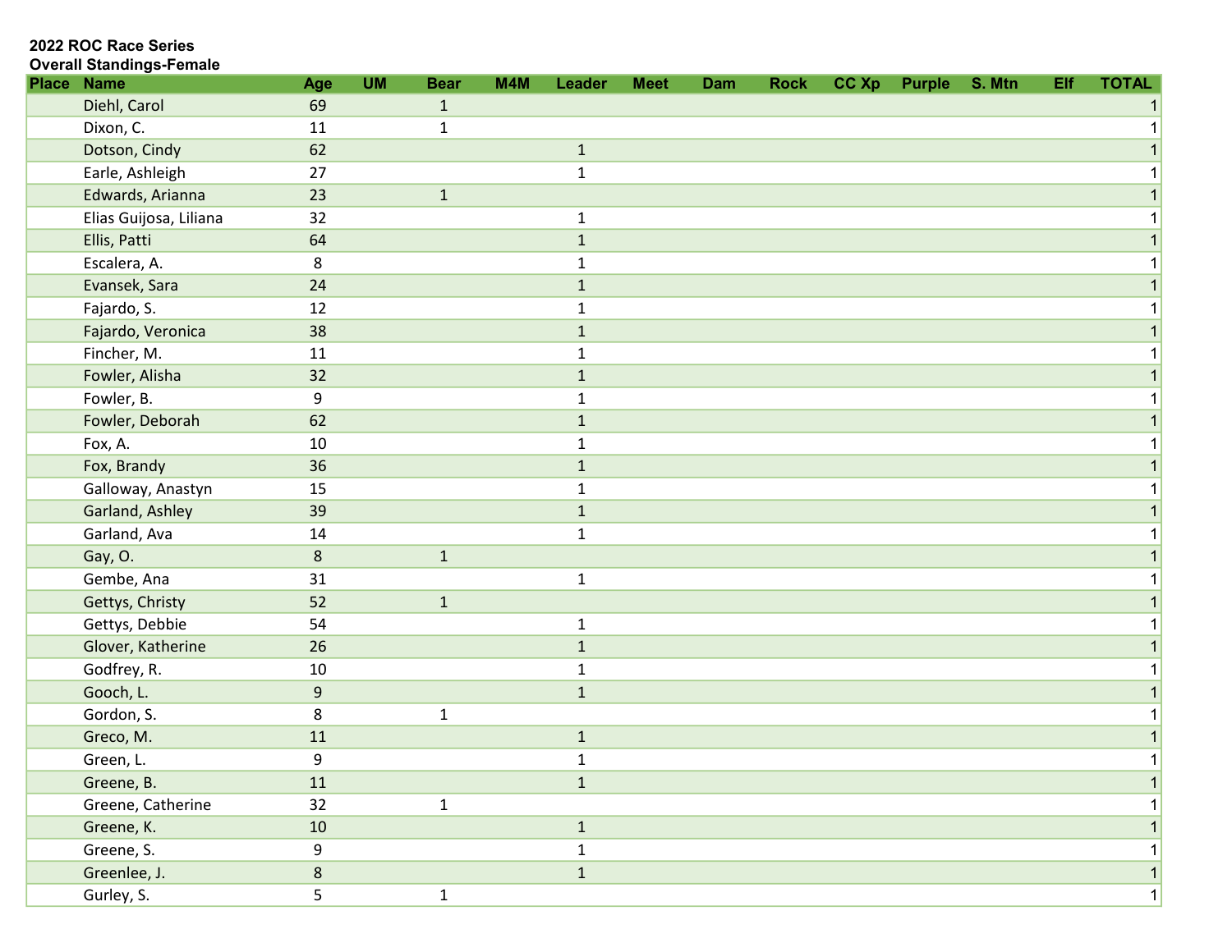**2022 ROC Race Series**
**Overall Standings-Female**

| Place | Name | Age | UM | Bear | M4M | Leader | Meet | Dam | Rock | CC Xp | Purple | S. Mtn | Elf | TOTAL |
|---|---|---|---|---|---|---|---|---|---|---|---|---|---|---|
| | Diehl, Carol | 69 | | 1 | | | | | | | | | | 1 |
| | Dixon, C. | 11 | | 1 | | | | | | | | | | 1 |
| | Dotson, Cindy | 62 | | | | 1 | | | | | | | | 1 |
| | Earle, Ashleigh | 27 | | | | 1 | | | | | | | | 1 |
| | Edwards, Arianna | 23 | | 1 | | | | | | | | | | 1 |
| | Elias Guijosa, Liliana | 32 | | | | 1 | | | | | | | | 1 |
| | Ellis, Patti | 64 | | | | 1 | | | | | | | | 1 |
| | Escalera, A. | 8 | | | | 1 | | | | | | | | 1 |
| | Evansek, Sara | 24 | | | | 1 | | | | | | | | 1 |
| | Fajardo, S. | 12 | | | | 1 | | | | | | | | 1 |
| | Fajardo, Veronica | 38 | | | | 1 | | | | | | | | 1 |
| | Fincher, M. | 11 | | | | 1 | | | | | | | | 1 |
| | Fowler, Alisha | 32 | | | | 1 | | | | | | | | 1 |
| | Fowler, B. | 9 | | | | 1 | | | | | | | | 1 |
| | Fowler, Deborah | 62 | | | | 1 | | | | | | | | 1 |
| | Fox, A. | 10 | | | | 1 | | | | | | | | 1 |
| | Fox, Brandy | 36 | | | | 1 | | | | | | | | 1 |
| | Galloway, Anastyn | 15 | | | | 1 | | | | | | | | 1 |
| | Garland, Ashley | 39 | | | | 1 | | | | | | | | 1 |
| | Garland, Ava | 14 | | | | 1 | | | | | | | | 1 |
| | Gay, O. | 8 | | 1 | | | | | | | | | | 1 |
| | Gembe, Ana | 31 | | | | 1 | | | | | | | | 1 |
| | Gettys, Christy | 52 | | 1 | | | | | | | | | | 1 |
| | Gettys, Debbie | 54 | | | | 1 | | | | | | | | 1 |
| | Glover, Katherine | 26 | | | | 1 | | | | | | | | 1 |
| | Godfrey, R. | 10 | | | | 1 | | | | | | | | 1 |
| | Gooch, L. | 9 | | | | 1 | | | | | | | | 1 |
| | Gordon, S. | 8 | | 1 | | | | | | | | | | 1 |
| | Greco, M. | 11 | | | | 1 | | | | | | | | 1 |
| | Green, L. | 9 | | | | 1 | | | | | | | | 1 |
| | Greene, B. | 11 | | | | 1 | | | | | | | | 1 |
| | Greene, Catherine | 32 | | 1 | | | | | | | | | | 1 |
| | Greene, K. | 10 | | | | 1 | | | | | | | | 1 |
| | Greene, S. | 9 | | | | 1 | | | | | | | | 1 |
| | Greenlee, J. | 8 | | | | 1 | | | | | | | | 1 |
| | Gurley, S. | 5 | | 1 | | | | | | | | | | 1 |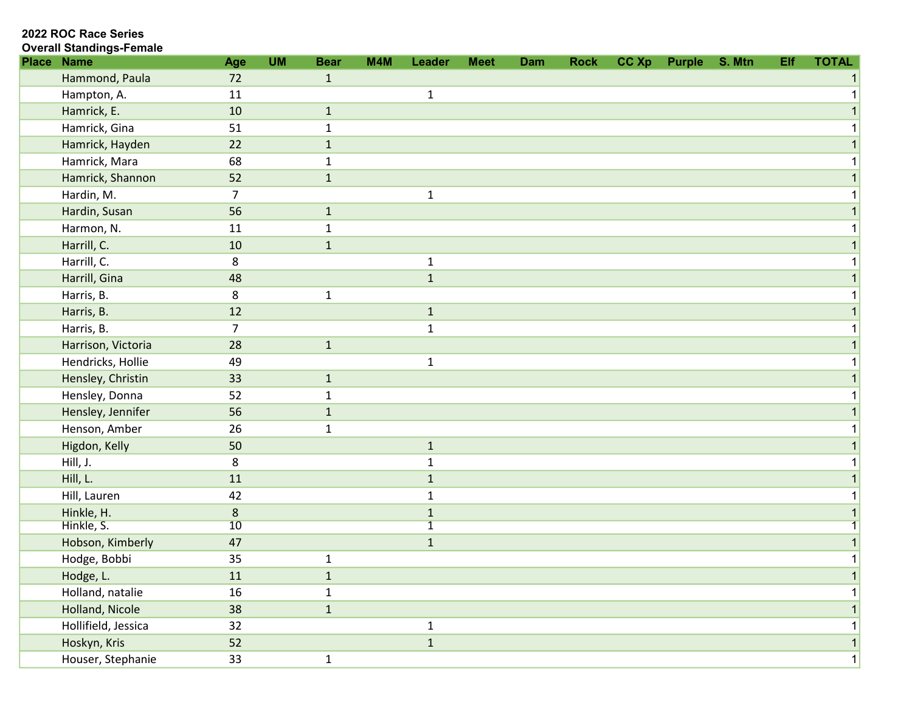**2022 ROC Race Series**
**Overall Standings-Female**

| Place | Name | Age | UM | Bear | M4M | Leader | Meet | Dam | Rock | CC Xp | Purple | S. Mtn | Elf | TOTAL |
|---|---|---|---|---|---|---|---|---|---|---|---|---|---|---|
| | Hammond, Paula | 72 | | 1 | | | | | | | | | | 1 |
| | Hampton, A. | 11 | | | | 1 | | | | | | | | 1 |
| | Hamrick, E. | 10 | | 1 | | | | | | | | | | 1 |
| | Hamrick, Gina | 51 | | 1 | | | | | | | | | | 1 |
| | Hamrick, Hayden | 22 | | 1 | | | | | | | | | | 1 |
| | Hamrick, Mara | 68 | | 1 | | | | | | | | | | 1 |
| | Hamrick, Shannon | 52 | | 1 | | | | | | | | | | 1 |
| | Hardin, M. | 7 | | | | 1 | | | | | | | | 1 |
| | Hardin, Susan | 56 | | 1 | | | | | | | | | | 1 |
| | Harmon, N. | 11 | | 1 | | | | | | | | | | 1 |
| | Harrill, C. | 10 | | 1 | | | | | | | | | | 1 |
| | Harrill, C. | 8 | | | | 1 | | | | | | | | 1 |
| | Harrill, Gina | 48 | | | | 1 | | | | | | | | 1 |
| | Harris, B. | 8 | | 1 | | | | | | | | | | 1 |
| | Harris, B. | 12 | | | | 1 | | | | | | | | 1 |
| | Harris, B. | 7 | | | | 1 | | | | | | | | 1 |
| | Harrison, Victoria | 28 | | 1 | | | | | | | | | | 1 |
| | Hendricks, Hollie | 49 | | | | 1 | | | | | | | | 1 |
| | Hensley, Christin | 33 | | 1 | | | | | | | | | | 1 |
| | Hensley, Donna | 52 | | 1 | | | | | | | | | | 1 |
| | Hensley, Jennifer | 56 | | 1 | | | | | | | | | | 1 |
| | Henson, Amber | 26 | | 1 | | | | | | | | | | 1 |
| | Higdon, Kelly | 50 | | | | 1 | | | | | | | | 1 |
| | Hill, J. | 8 | | | | 1 | | | | | | | | 1 |
| | Hill, L. | 11 | | | | 1 | | | | | | | | 1 |
| | Hill, Lauren | 42 | | | | 1 | | | | | | | | 1 |
| | Hinkle, H. | 8 | | | | 1 | | | | | | | | 1 |
| | Hinkle, S. | 10 | | | | 1 | | | | | | | | 1 |
| | Hobson, Kimberly | 47 | | | | 1 | | | | | | | | 1 |
| | Hodge, Bobbi | 35 | | 1 | | | | | | | | | | 1 |
| | Hodge, L. | 11 | | 1 | | | | | | | | | | 1 |
| | Holland, natalie | 16 | | 1 | | | | | | | | | | 1 |
| | Holland, Nicole | 38 | | 1 | | | | | | | | | | 1 |
| | Hollifield, Jessica | 32 | | | | 1 | | | | | | | | 1 |
| | Hoskyn, Kris | 52 | | | | 1 | | | | | | | | 1 |
| | Houser, Stephanie | 33 | | 1 | | | | | | | | | | 1 |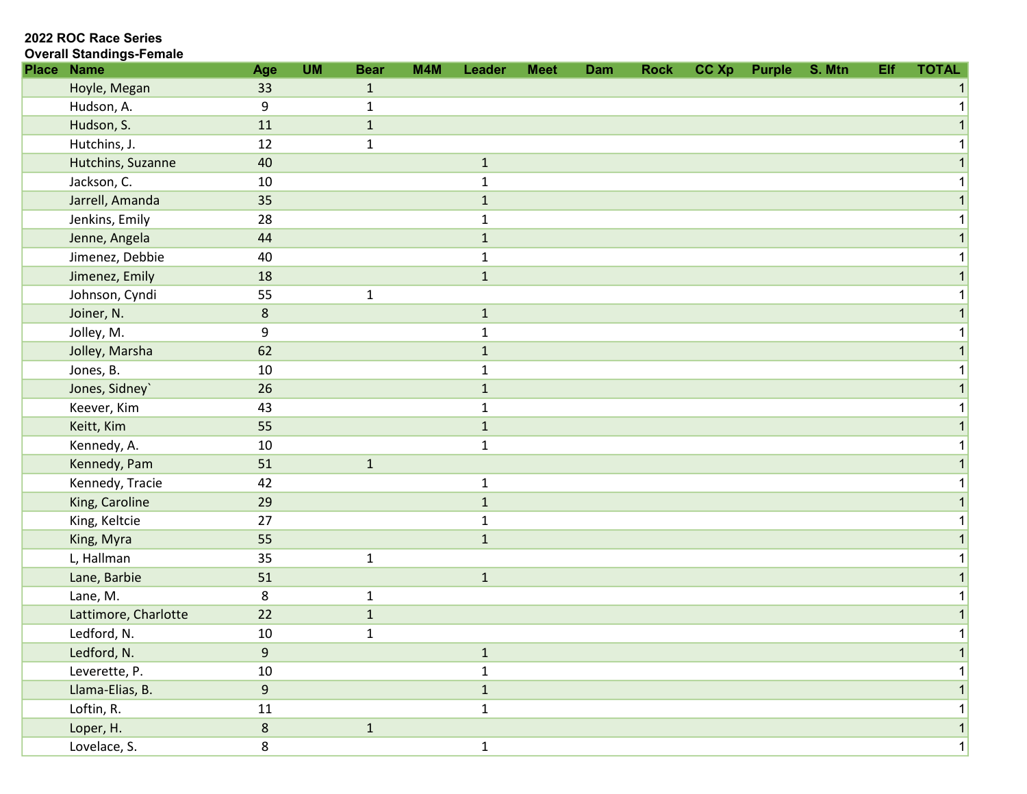**2022 ROC Race Series**
**Overall Standings-Female**

| Place | Name | Age | UM | Bear | M4M | Leader | Meet | Dam | Rock | CC Xp | Purple | S. Mtn | Elf | TOTAL |
|---|---|---|---|---|---|---|---|---|---|---|---|---|---|---|
| | Hoyle, Megan | 33 | | 1 | | | | | | | | | | 1 |
| | Hudson, A. | 9 | | 1 | | | | | | | | | | 1 |
| | Hudson, S. | 11 | | 1 | | | | | | | | | | 1 |
| | Hutchins, J. | 12 | | 1 | | | | | | | | | | 1 |
| | Hutchins, Suzanne | 40 | | | | 1 | | | | | | | | 1 |
| | Jackson, C. | 10 | | | | 1 | | | | | | | | 1 |
| | Jarrell, Amanda | 35 | | | | 1 | | | | | | | | 1 |
| | Jenkins, Emily | 28 | | | | 1 | | | | | | | | 1 |
| | Jenne, Angela | 44 | | | | 1 | | | | | | | | 1 |
| | Jimenez, Debbie | 40 | | | | 1 | | | | | | | | 1 |
| | Jimenez, Emily | 18 | | | | 1 | | | | | | | | 1 |
| | Johnson, Cyndi | 55 | | 1 | | | | | | | | | | 1 |
| | Joiner, N. | 8 | | | | 1 | | | | | | | | 1 |
| | Jolley, M. | 9 | | | | 1 | | | | | | | | 1 |
| | Jolley, Marsha | 62 | | | | 1 | | | | | | | | 1 |
| | Jones, B. | 10 | | | | 1 | | | | | | | | 1 |
| | Jones, Sidney` | 26 | | | | 1 | | | | | | | | 1 |
| | Keever, Kim | 43 | | | | 1 | | | | | | | | 1 |
| | Keitt, Kim | 55 | | | | 1 | | | | | | | | 1 |
| | Kennedy, A. | 10 | | | | 1 | | | | | | | | 1 |
| | Kennedy, Pam | 51 | | 1 | | | | | | | | | | 1 |
| | Kennedy, Tracie | 42 | | | | 1 | | | | | | | | 1 |
| | King, Caroline | 29 | | | | 1 | | | | | | | | 1 |
| | King, Keltcie | 27 | | | | 1 | | | | | | | | 1 |
| | King, Myra | 55 | | | | 1 | | | | | | | | 1 |
| | L, Hallman | 35 | | 1 | | | | | | | | | | 1 |
| | Lane, Barbie | 51 | | | | 1 | | | | | | | | 1 |
| | Lane, M. | 8 | | 1 | | | | | | | | | | 1 |
| | Lattimore, Charlotte | 22 | | 1 | | | | | | | | | | 1 |
| | Ledford, N. | 10 | | 1 | | | | | | | | | | 1 |
| | Ledford, N. | 9 | | | | 1 | | | | | | | | 1 |
| | Leverette, P. | 10 | | | | 1 | | | | | | | | 1 |
| | Llama-Elias, B. | 9 | | | | 1 | | | | | | | | 1 |
| | Loftin, R. | 11 | | | | 1 | | | | | | | | 1 |
| | Loper, H. | 8 | | 1 | | | | | | | | | | 1 |
| | Lovelace, S. | 8 | | | | 1 | | | | | | | | 1 |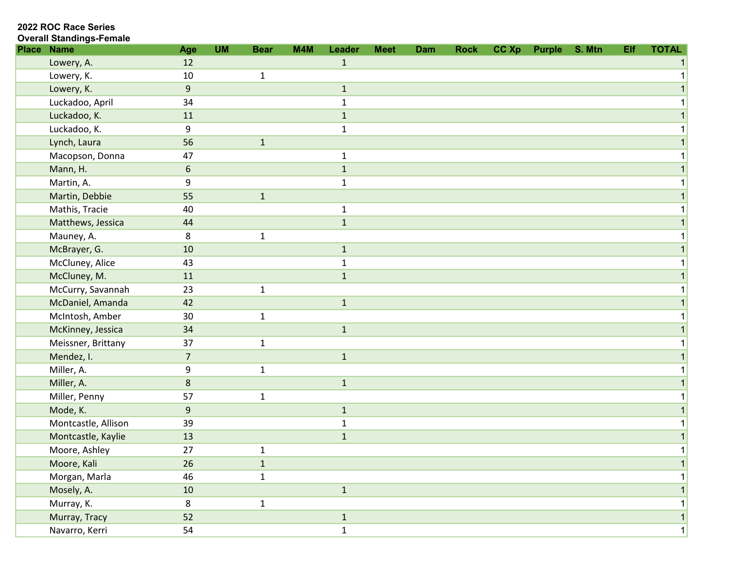**2022 ROC Race Series**
**Overall Standings-Female**

| Place | Name | Age | UM | Bear | M4M | Leader | Meet | Dam | Rock | CC Xp | Purple | S. Mtn | Elf | TOTAL |
|---|---|---|---|---|---|---|---|---|---|---|---|---|---|---|
| | Lowery, A. | 12 | | | | 1 | | | | | | | | 1 |
| | Lowery, K. | 10 | | 1 | | | | | | | | | | 1 |
| | Lowery, K. | 9 | | | | 1 | | | | | | | | 1 |
| | Luckadoo, April | 34 | | | | 1 | | | | | | | | 1 |
| | Luckadoo, K. | 11 | | | | 1 | | | | | | | | 1 |
| | Luckadoo, K. | 9 | | | | 1 | | | | | | | | 1 |
| | Lynch, Laura | 56 | | 1 | | | | | | | | | | 1 |
| | Macopson, Donna | 47 | | | | 1 | | | | | | | | 1 |
| | Mann, H. | 6 | | | | 1 | | | | | | | | 1 |
| | Martin, A. | 9 | | | | 1 | | | | | | | | 1 |
| | Martin, Debbie | 55 | | 1 | | | | | | | | | | 1 |
| | Mathis, Tracie | 40 | | | | 1 | | | | | | | | 1 |
| | Matthews, Jessica | 44 | | | | 1 | | | | | | | | 1 |
| | Mauney, A. | 8 | | 1 | | | | | | | | | | 1 |
| | McBrayer, G. | 10 | | | | 1 | | | | | | | | 1 |
| | McCluney, Alice | 43 | | | | 1 | | | | | | | | 1 |
| | McCluney, M. | 11 | | | | 1 | | | | | | | | 1 |
| | McCurry, Savannah | 23 | | 1 | | | | | | | | | | 1 |
| | McDaniel, Amanda | 42 | | | | 1 | | | | | | | | 1 |
| | McIntosh, Amber | 30 | | 1 | | | | | | | | | | 1 |
| | McKinney, Jessica | 34 | | | | 1 | | | | | | | | 1 |
| | Meissner, Brittany | 37 | | 1 | | | | | | | | | | 1 |
| | Mendez, I. | 7 | | | | 1 | | | | | | | | 1 |
| | Miller, A. | 9 | | 1 | | | | | | | | | | 1 |
| | Miller, A. | 8 | | | | 1 | | | | | | | | 1 |
| | Miller, Penny | 57 | | 1 | | | | | | | | | | 1 |
| | Mode, K. | 9 | | | | 1 | | | | | | | | 1 |
| | Montcastle, Allison | 39 | | | | 1 | | | | | | | | 1 |
| | Montcastle, Kaylie | 13 | | | | 1 | | | | | | | | 1 |
| | Moore, Ashley | 27 | | 1 | | | | | | | | | | 1 |
| | Moore, Kali | 26 | | 1 | | | | | | | | | | 1 |
| | Morgan, Marla | 46 | | 1 | | | | | | | | | | 1 |
| | Mosely, A. | 10 | | | | 1 | | | | | | | | 1 |
| | Murray, K. | 8 | | 1 | | | | | | | | | | 1 |
| | Murray, Tracy | 52 | | | | 1 | | | | | | | | 1 |
| | Navarro, Kerri | 54 | | | | 1 | | | | | | | | 1 |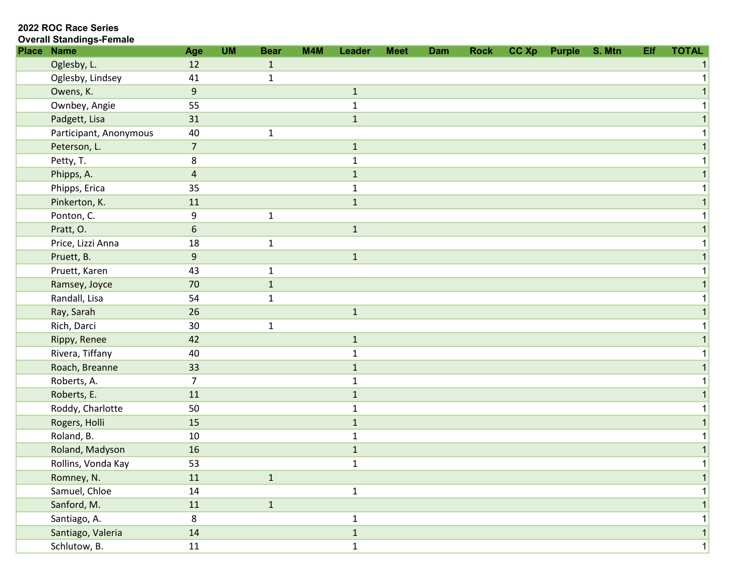**2022 ROC Race Series**

**Overall Standings-Female**

| Place | Name | Age | UM | Bear | M4M | Leader | Meet | Dam | Rock | CC Xp | Purple | S. Mtn | Elf | TOTAL |
|---|---|---|---|---|---|---|---|---|---|---|---|---|---|---|
| | Oglesby, L. | 12 | | 1 | | | | | | | | | | 1 |
| | Oglesby, Lindsey | 41 | | 1 | | | | | | | | | | 1 |
| | Owens, K. | 9 | | | | 1 | | | | | | | | 1 |
| | Ownbey, Angie | 55 | | | | 1 | | | | | | | | 1 |
| | Padgett, Lisa | 31 | | | | 1 | | | | | | | | 1 |
| | Participant, Anonymous | 40 | | 1 | | | | | | | | | | 1 |
| | Peterson, L. | 7 | | | | 1 | | | | | | | | 1 |
| | Petty, T. | 8 | | | | 1 | | | | | | | | 1 |
| | Phipps, A. | 4 | | | | 1 | | | | | | | | 1 |
| | Phipps, Erica | 35 | | | | 1 | | | | | | | | 1 |
| | Pinkerton, K. | 11 | | | | 1 | | | | | | | | 1 |
| | Ponton, C. | 9 | | 1 | | | | | | | | | | 1 |
| | Pratt, O. | 6 | | | | 1 | | | | | | | | 1 |
| | Price, Lizzi Anna | 18 | | 1 | | | | | | | | | | 1 |
| | Pruett, B. | 9 | | | | 1 | | | | | | | | 1 |
| | Pruett, Karen | 43 | | 1 | | | | | | | | | | 1 |
| | Ramsey, Joyce | 70 | | 1 | | | | | | | | | | 1 |
| | Randall, Lisa | 54 | | 1 | | | | | | | | | | 1 |
| | Ray, Sarah | 26 | | | | 1 | | | | | | | | 1 |
| | Rich, Darci | 30 | | 1 | | | | | | | | | | 1 |
| | Rippy, Renee | 42 | | | | 1 | | | | | | | | 1 |
| | Rivera, Tiffany | 40 | | | | 1 | | | | | | | | 1 |
| | Roach, Breanne | 33 | | | | 1 | | | | | | | | 1 |
| | Roberts, A. | 7 | | | | 1 | | | | | | | | 1 |
| | Roberts, E. | 11 | | | | 1 | | | | | | | | 1 |
| | Roddy, Charlotte | 50 | | | | 1 | | | | | | | | 1 |
| | Rogers, Holli | 15 | | | | 1 | | | | | | | | 1 |
| | Roland, B. | 10 | | | | 1 | | | | | | | | 1 |
| | Roland, Madyson | 16 | | | | 1 | | | | | | | | 1 |
| | Rollins, Vonda Kay | 53 | | | | 1 | | | | | | | | 1 |
| | Romney, N. | 11 | | 1 | | | | | | | | | | 1 |
| | Samuel, Chloe | 14 | | | | 1 | | | | | | | | 1 |
| | Sanford, M. | 11 | | 1 | | | | | | | | | | 1 |
| | Santiago, A. | 8 | | | | 1 | | | | | | | | 1 |
| | Santiago, Valeria | 14 | | | | 1 | | | | | | | | 1 |
| | Schlutow, B. | 11 | | | | 1 | | | | | | | | 1 |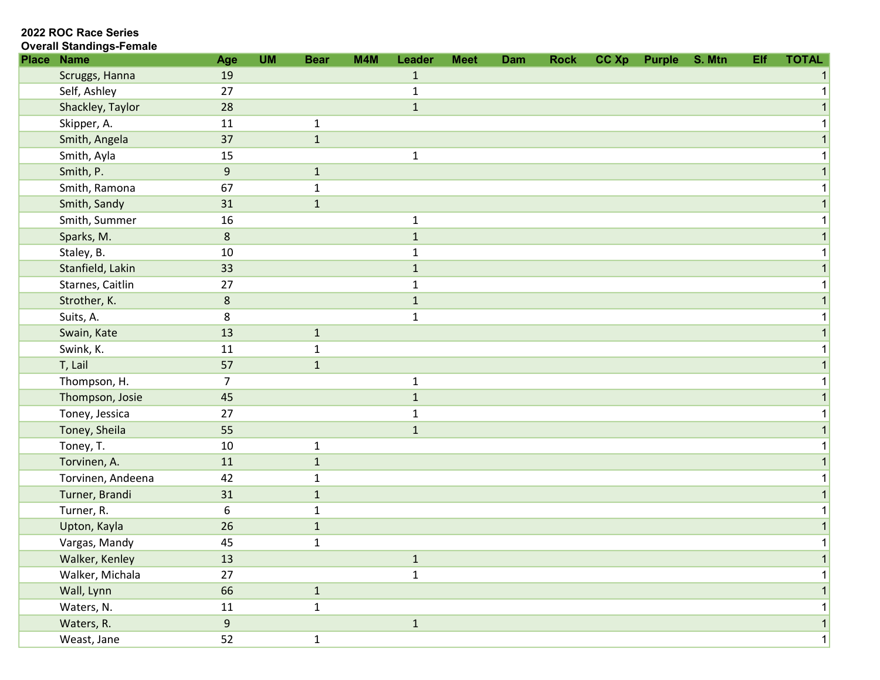**2022 ROC Race Series**
**Overall Standings-Female**

| Place | Name | Age | UM | Bear | M4M | Leader | Meet | Dam | Rock | CC Xp | Purple | S. Mtn | Elf | TOTAL |
|---|---|---|---|---|---|---|---|---|---|---|---|---|---|---|
| | Scruggs, Hanna | 19 | | | | 1 | | | | | | | | 1 |
| | Self, Ashley | 27 | | | | 1 | | | | | | | | 1 |
| | Shackley, Taylor | 28 | | | | 1 | | | | | | | | 1 |
| | Skipper, A. | 11 | | 1 | | | | | | | | | | 1 |
| | Smith, Angela | 37 | | 1 | | | | | | | | | | 1 |
| | Smith, Ayla | 15 | | | | 1 | | | | | | | | 1 |
| | Smith, P. | 9 | | 1 | | | | | | | | | | 1 |
| | Smith, Ramona | 67 | | 1 | | | | | | | | | | 1 |
| | Smith, Sandy | 31 | | 1 | | | | | | | | | | 1 |
| | Smith, Summer | 16 | | | | 1 | | | | | | | | 1 |
| | Sparks, M. | 8 | | | | 1 | | | | | | | | 1 |
| | Staley, B. | 10 | | | | 1 | | | | | | | | 1 |
| | Stanfield, Lakin | 33 | | | | 1 | | | | | | | | 1 |
| | Starnes, Caitlin | 27 | | | | 1 | | | | | | | | 1 |
| | Strother, K. | 8 | | | | 1 | | | | | | | | 1 |
| | Suits, A. | 8 | | | | 1 | | | | | | | | 1 |
| | Swain, Kate | 13 | | 1 | | | | | | | | | | 1 |
| | Swink, K. | 11 | | 1 | | | | | | | | | | 1 |
| | T, Lail | 57 | | 1 | | | | | | | | | | 1 |
| | Thompson, H. | 7 | | | | 1 | | | | | | | | 1 |
| | Thompson, Josie | 45 | | | | 1 | | | | | | | | 1 |
| | Toney, Jessica | 27 | | | | 1 | | | | | | | | 1 |
| | Toney, Sheila | 55 | | | | 1 | | | | | | | | 1 |
| | Toney, T. | 10 | | 1 | | | | | | | | | | 1 |
| | Torvinen, A. | 11 | | 1 | | | | | | | | | | 1 |
| | Torvinen, Andeena | 42 | | 1 | | | | | | | | | | 1 |
| | Turner, Brandi | 31 | | 1 | | | | | | | | | | 1 |
| | Turner, R. | 6 | | 1 | | | | | | | | | | 1 |
| | Upton, Kayla | 26 | | 1 | | | | | | | | | | 1 |
| | Vargas, Mandy | 45 | | 1 | | | | | | | | | | 1 |
| | Walker, Kenley | 13 | | | | 1 | | | | | | | | 1 |
| | Walker, Michala | 27 | | | | 1 | | | | | | | | 1 |
| | Wall, Lynn | 66 | | 1 | | | | | | | | | | 1 |
| | Waters, N. | 11 | | 1 | | | | | | | | | | 1 |
| | Waters, R. | 9 | | | | 1 | | | | | | | | 1 |
| | Weast, Jane | 52 | | 1 | | | | | | | | | | 1 |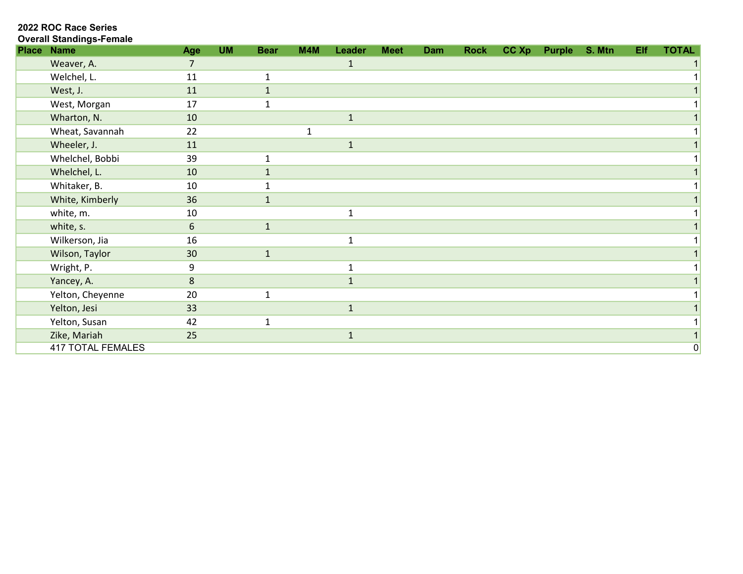**2022 ROC Race Series**
**Overall Standings-Female**

| Place | Name | Age | UM | Bear | M4M | Leader | Meet | Dam | Rock | CC Xp | Purple | S. Mtn | Elf | TOTAL |
|---|---|---|---|---|---|---|---|---|---|---|---|---|---|---|
| | Weaver, A. | 7 | | | | 1 | | | | | | | | 1 |
| | Welchel, L. | 11 | | 1 | | | | | | | | | | 1 |
| | West, J. | 11 | | 1 | | | | | | | | | | 1 |
| | West, Morgan | 17 | | 1 | | | | | | | | | | 1 |
| | Wharton, N. | 10 | | | | 1 | | | | | | | | 1 |
| | Wheat, Savannah | 22 | | | 1 | | | | | | | | | 1 |
| | Wheeler, J. | 11 | | | | 1 | | | | | | | | 1 |
| | Whelchel, Bobbi | 39 | | 1 | | | | | | | | | | 1 |
| | Whelchel, L. | 10 | | 1 | | | | | | | | | | 1 |
| | Whitaker, B. | 10 | | 1 | | | | | | | | | | 1 |
| | White, Kimberly | 36 | | 1 | | | | | | | | | | 1 |
| | white, m. | 10 | | | | 1 | | | | | | | | 1 |
| | white, s. | 6 | | 1 | | | | | | | | | | 1 |
| | Wilkerson, Jia | 16 | | | | 1 | | | | | | | | 1 |
| | Wilson, Taylor | 30 | | 1 | | | | | | | | | | 1 |
| | Wright, P. | 9 | | | | 1 | | | | | | | | 1 |
| | Yancey, A. | 8 | | | | 1 | | | | | | | | 1 |
| | Yelton, Cheyenne | 20 | | 1 | | | | | | | | | | 1 |
| | Yelton, Jesi | 33 | | | | 1 | | | | | | | | 1 |
| | Yelton, Susan | 42 | | 1 | | | | | | | | | | 1 |
| | Zike, Mariah | 25 | | | | 1 | | | | | | | | 1 |
| | 417 TOTAL FEMALES | | | | | | | | | | | | | 0 |